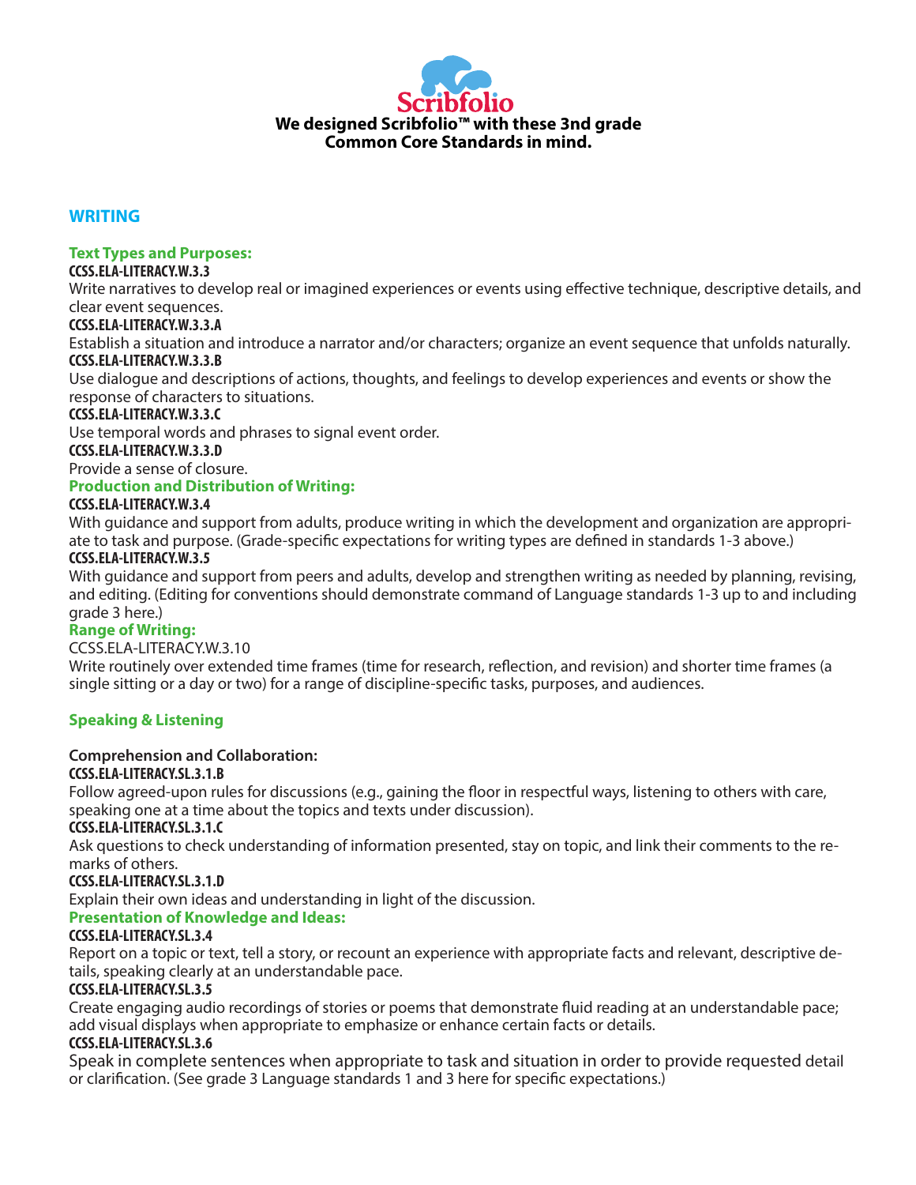# Scribfolio

**We designed Scribfolio™ with these 3nd grade Common Core Standards in mind.**

## WRITING

### Text Types and Purposes:

**CCSS.ELA-LITERACY.W.3.3**

Write narratives to develop real or imagined experiences or events using effective technique, descriptive details, and clear event sequences.

**CCSS.ELA-LITERACY.W.3.3.A**

Establish a situation and introduce a narrator and/or characters; organize an event sequence that unfolds naturally.

**CCSS.ELA-LITERACY.W.3.3.B**

Use dialogue and descriptions of actions, thoughts, and feelings to develop experiences and events or show the response of characters to situations.

**CCSS.ELA-LITERACY.W.3.3.C**

Use temporal words and phrases to signal event order.

**CCSS.ELA-LITERACY.W.3.3.D**

Provide a sense of closure.

### Production and Distribution of Writing:

**CCSS.ELA-LITERACY.W.3.4**

With guidance and support from adults, produce writing in which the development and organization are appropriate to task and purpose. (Grade-specific expectations for writing types are defined in standards 1-3 above.)

**CCSS.ELA-LITERACY.W.3.5**

With guidance and support from peers and adults, develop and strengthen writing as needed by planning, revising, and editing. (Editing for conventions should demonstrate command of Language standards 1-3 up to and including grade 3 here.)

### Range of Writing:

CCSS.ELA-LITERACY.W.3.10

Write routinely over extended time frames (time for research, reflection, and revision) and shorter time frames (a single sitting or a day or two) for a range of discipline-specific tasks, purposes, and audiences.

## Speaking & Listening

### Comprehension and Collaboration:

**CCSS.ELA-LITERACY.SL.3.1.B**

Follow agreed-upon rules for discussions (e.g., gaining the floor in respectful ways, listening to others with care, speaking one at a time about the topics and texts under discussion).

**CCSS.ELA-LITERACY.SL.3.1.C**

Ask questions to check understanding of information presented, stay on topic, and link their comments to the remarks of others.

**CCSS.ELA-LITERACY.SL.3.1.D**

Explain their own ideas and understanding in light of the discussion.

### Presentation of Knowledge and Ideas:

**CCSS.ELA-LITERACY.SL.3.4**

Report on a topic or text, tell a story, or recount an experience with appropriate facts and relevant, descriptive details, speaking clearly at an understandable pace.

**CCSS.ELA-LITERACY.SL.3.5**

Create engaging audio recordings of stories or poems that demonstrate fluid reading at an understandable pace; add visual displays when appropriate to emphasize or enhance certain facts or details.

**CCSS.ELA-LITERACY.SL.3.6**

Speak in complete sentences when appropriate to task and situation in order to provide requested detail or clarification. (See grade 3 Language standards 1 and 3 here for specific expectations.)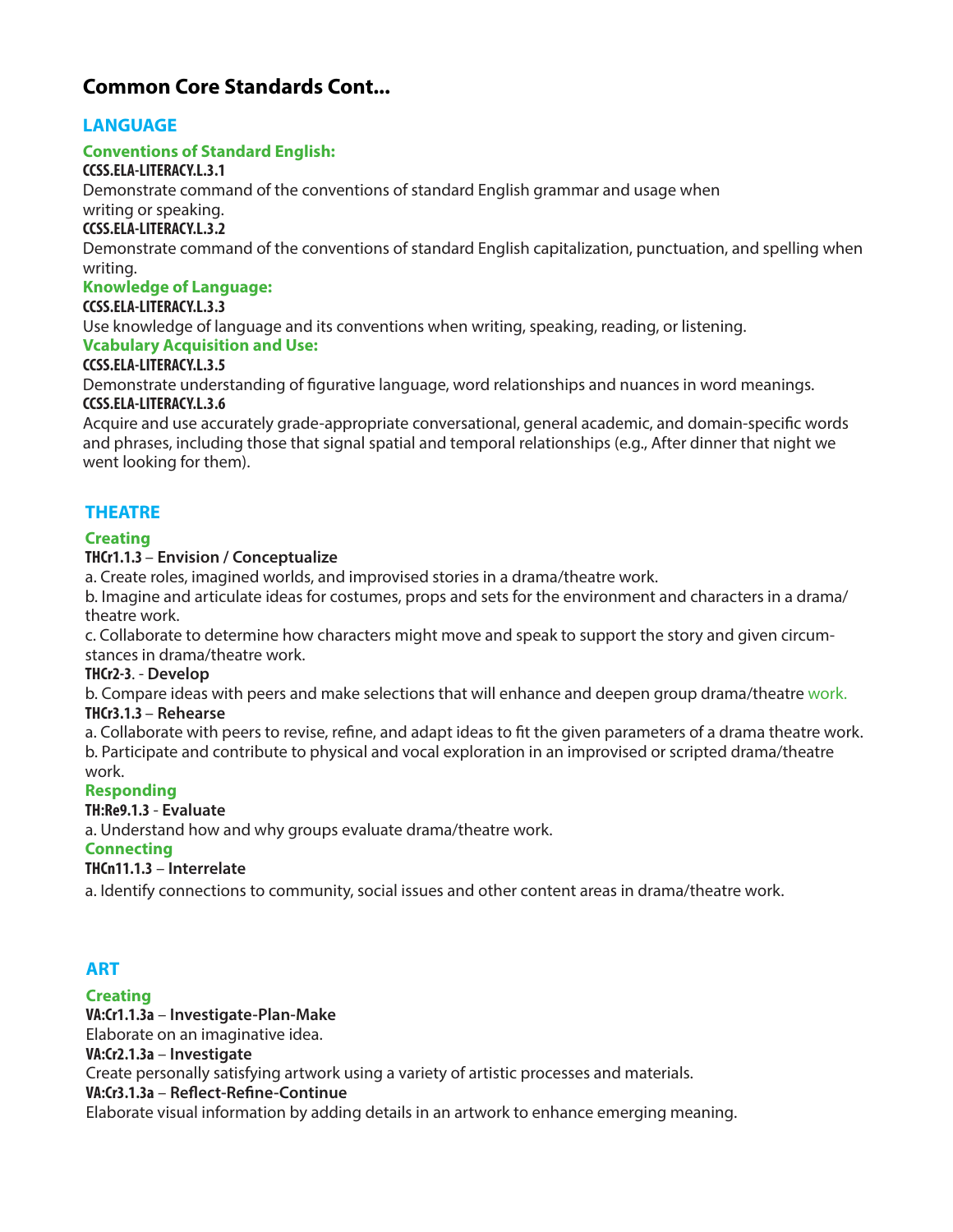# Common Core Standards Cont...

## LANGUAGE

### Conventions of Standard English:

**CCSS.ELA-LITERACY.L.3.1**

Demonstrate command of the conventions of standard English grammar and usage when writing or speaking.

**CCSS.ELA-LITERACY.L.3.2**

Demonstrate command of the conventions of standard English capitalization, punctuation, and spelling when writing.

### Knowledge of Language:

**CCSS.ELA-LITERACY.L.3.3**

Use knowledge of language and its conventions when writing, speaking, reading, or listening.

### Vcabulary Acquisition and Use:

**CCSS.ELA-LITERACY.L.3.5**

Demonstrate understanding of figurative language, word relationships and nuances in word meanings.

**CCSS.ELA-LITERACY.L.3.6**

Acquire and use accurately grade-appropriate conversational, general academic, and domain-specific words and phrases, including those that signal spatial and temporal relationships (e.g., After dinner that night we went looking for them).

## THEATRE

### Creating

**THCr1.1.3** – **Envision / Conceptualize**

a. Create roles, imagined worlds, and improvised stories in a drama/theatre work.

b. Imagine and articulate ideas for costumes, props and sets for the environment and characters in a drama/theatre work.

c. Collaborate to determine how characters might move and speak to support the story and given circumstances in drama/theatre work.

**THCr2-3**. - **Develop**

b. Compare ideas with peers and make selections that will enhance and deepen group drama/theatre work.

**THCr3.1.3** – **Rehearse**

a. Collaborate with peers to revise, refine, and adapt ideas to fit the given parameters of a drama theatre work.

b. Participate and contribute to physical and vocal exploration in an improvised or scripted drama/theatre work.

### Responding

**TH:Re9.1.3** - **Evaluate**

a. Understand how and why groups evaluate drama/theatre work.

### Connecting

**THCn11.1.3** – **Interrelate**

a. Identify connections to community, social issues and other content areas in drama/theatre work.

## ART

### Creating

**VA:Cr1.1.3a** – **Investigate-Plan-Make**

Elaborate on an imaginative idea.

**VA:Cr2.1.3a** – **Investigate**

Create personally satisfying artwork using a variety of artistic processes and materials.

**VA:Cr3.1.3a** – **Reflect-Refine-Continue**

Elaborate visual information by adding details in an artwork to enhance emerging meaning.